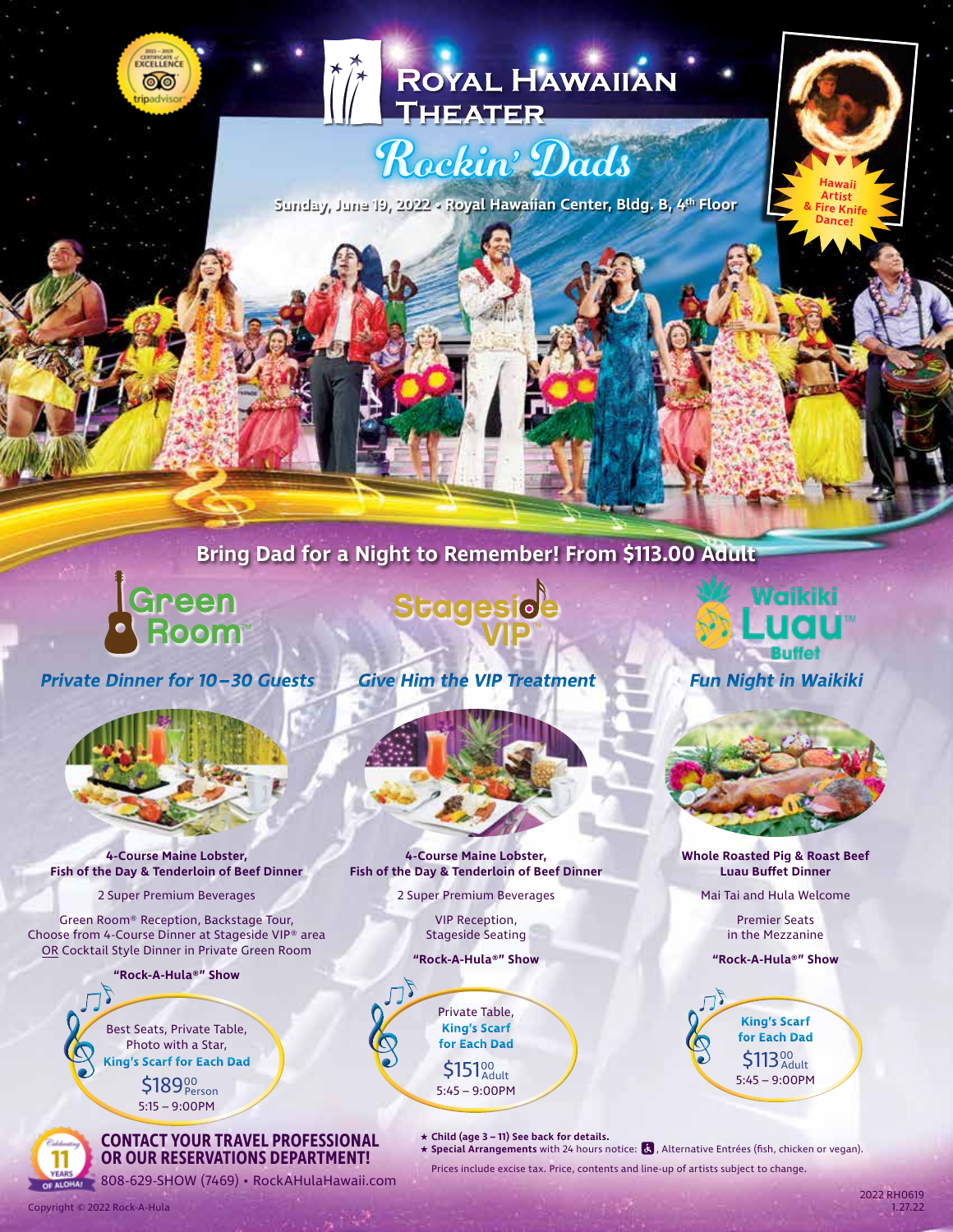# Royal Hawaiian Theater

## Rockin' Dads

**Sunday, June 19, 2022 • Royal Hawaiian Center, Bldg. B, 4th Floor**

Hawaii Artist & Fire Knife Dance!

## Bring Dad for a Night to Remember! From $113.00 Adult

### Green Room™

*Private Dinner for 10–30 Guests*

**4-Course Maine Lobster, Fish of the Day & Tenderloin of Beef Dinner**

2 Super Premium Beverages

Green Room® Reception, Backstage Tour, Choose from 4-Course Dinner at Stageside VIP® area OR Cocktail Style Dinner in Private Green Room

**"Rock-A-Hula®" Show**

Best Seats, Private Table, Photo with a Star, **King's Scarf for Each Dad**

$189.00 Person

5:15 – 9:00PM

### Stageside VIP™

*Give Him the VIP Treatment*

**4-Course Maine Lobster, Fish of the Day & Tenderloin of Beef Dinner**

2 Super Premium Beverages

VIP Reception, Stageside Seating

**"Rock-A-Hula®" Show**

Private Table, **King's Scarf for Each Dad**

$151.00 Adult

5:45 – 9:00PM

### Waikiki Luau™ Buffet

*Fun Night in Waikiki*

**Whole Roasted Pig & Roast Beef Luau Buffet Dinner**

Mai Tai and Hula Welcome

Premier Seats in the Mezzanine

**"Rock-A-Hula®" Show**

**King's Scarf for Each Dad**

$113.00 Adult

5:45 – 9:00PM

**CONTACT YOUR TRAVEL PROFESSIONAL OR OUR RESERVATIONS DEPARTMENT!**

808-629-SHOW (7469) • RockAHulaHawaii.com

★ **Child (age 3 – 11) See back for details.**

★ **Special Arrangements** with 24 hours notice: ♿, Alternative Entrées (fish, chicken or vegan).

Prices include excise tax. Price, contents and line-up of artists subject to change.

Copyright © 2022 Rock-A-Hula

2022 RH0619
1.27.22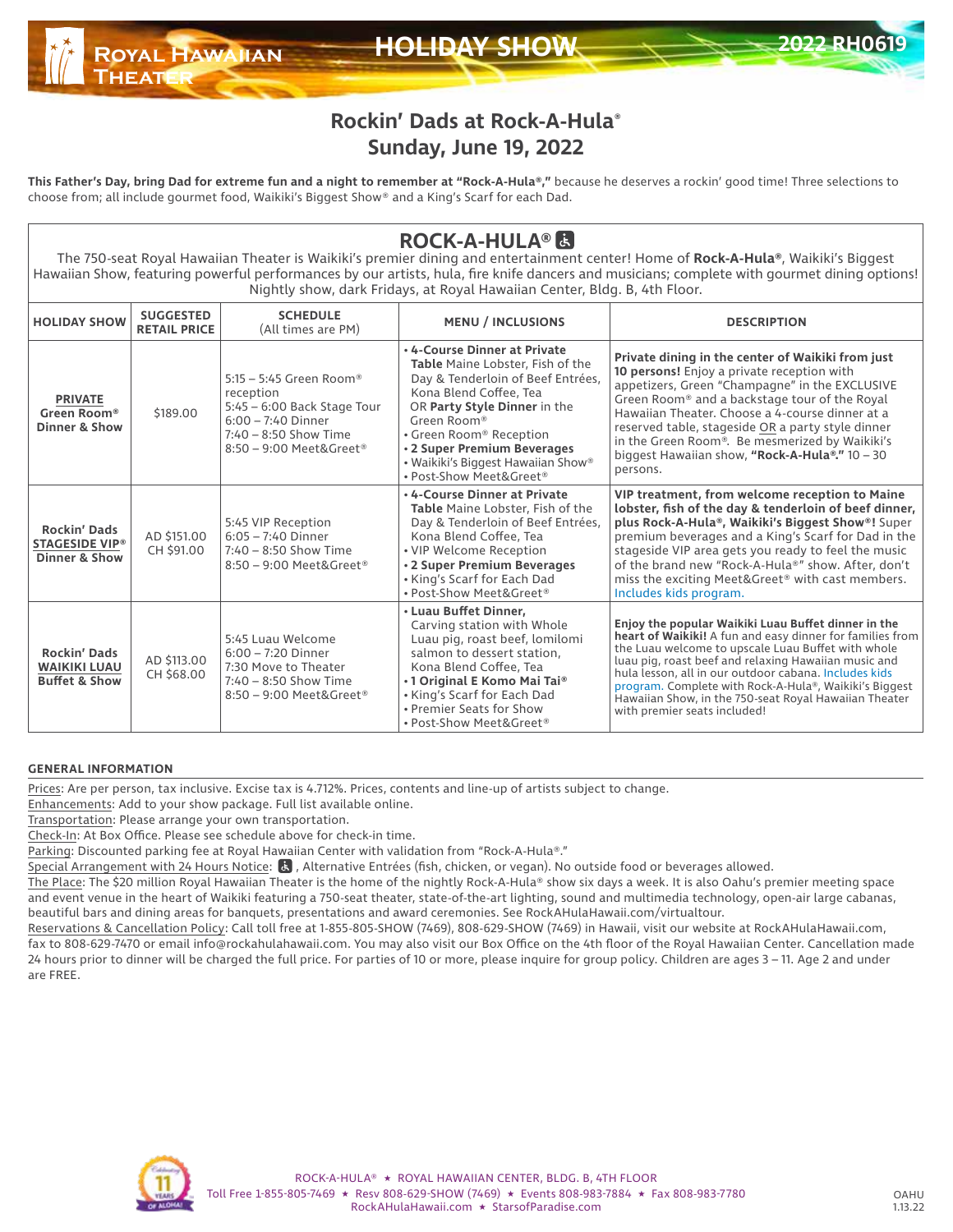# Rockin' Dads at Rock-A-Hula®
## Sunday, June 19, 2022

**This Father's Day, bring Dad for extreme fun and a night to remember at "Rock-A-Hula®,"** because he deserves a rockin' good time! Three selections to choose from; all include gourmet food, Waikiki's Biggest Show® and a King's Scarf for each Dad.

## ROCK-A-HULA®

The 750-seat Royal Hawaiian Theater is Waikiki's premier dining and entertainment center! Home of **Rock-A-Hula®**, Waikiki's Biggest Hawaiian Show, featuring powerful performances by our artists, hula, fire knife dancers and musicians; complete with gourmet dining options! Nightly show, dark Fridays, at Royal Hawaiian Center, Bldg. B, 4th Floor.

| HOLIDAY SHOW | SUGGESTED RETAIL PRICE | SCHEDULE (All times are PM) | MENU / INCLUSIONS | DESCRIPTION |
|---|---|---|---|---|
| **PRIVATE Green Room® Dinner & Show** | $189.00 | 5:15 – 5:45 Green Room® reception<br>5:45 – 6:00 Back Stage Tour<br>6:00 – 7:40 Dinner<br>7:40 – 8:50 Show Time<br>8:50 – 9:00 Meet&Greet® | • **4-Course Dinner at Private Table** Maine Lobster, Fish of the Day & Tenderloin of Beef Entrées, Kona Blend Coffee, Tea OR **Party Style Dinner** in the Green Room®<br>• Green Room® Reception<br>• **2 Super Premium Beverages**<br>• Waikiki's Biggest Hawaiian Show®<br>• Post-Show Meet&Greet® | **Private dining in the center of Waikiki from just 10 persons!** Enjoy a private reception with appetizers, Green "Champagne" in the EXCLUSIVE Green Room® and a backstage tour of the Royal Hawaiian Theater. Choose a 4-course dinner at a reserved table, stageside OR a party style dinner in the Green Room®. Be mesmerized by Waikiki's biggest Hawaiian show, **"Rock-A-Hula®."** 10 – 30 persons. |
| **Rockin' Dads STAGESIDE VIP® Dinner & Show** | AD $151.00<br>CH $91.00 | 5:45 VIP Reception<br>6:05 – 7:40 Dinner<br>7:40 – 8:50 Show Time<br>8:50 – 9:00 Meet&Greet® | • **4-Course Dinner at Private Table** Maine Lobster, Fish of the Day & Tenderloin of Beef Entrées, Kona Blend Coffee, Tea<br>• VIP Welcome Reception<br>• **2 Super Premium Beverages**<br>• King's Scarf for Each Dad<br>• Post-Show Meet&Greet® | **VIP treatment, from welcome reception to Maine lobster, fish of the day & tenderloin of beef dinner, plus Rock-A-Hula®, Waikiki's Biggest Show®!** Super premium beverages and a King's Scarf for Dad in the stageside VIP area gets you ready to feel the music of the brand new "Rock-A-Hula®" show. After, don't miss the exciting Meet&Greet® with cast members. Includes kids program. |
| **Rockin' Dads WAIKIKI LUAU Buffet & Show** | AD $113.00<br>CH $68.00 | 5:45 Luau Welcome<br>6:00 – 7:20 Dinner<br>7:30 Move to Theater<br>7:40 – 8:50 Show Time<br>8:50 – 9:00 Meet&Greet® | • **Luau Buffet Dinner,** Carving station with Whole Luau pig, roast beef, lomilomi salmon to dessert station, Kona Blend Coffee, Tea<br>• **1 Original E Komo Mai Tai®**<br>• King's Scarf for Each Dad<br>• Premier Seats for Show<br>• Post-Show Meet&Greet® | **Enjoy the popular Waikiki Luau Buffet dinner in the heart of Waikiki!** A fun and easy dinner for families from the Luau welcome to upscale Luau Buffet with whole luau pig, roast beef and relaxing Hawaiian music and hula lesson, all in our outdoor cabana. Includes kids program. Complete with Rock-A-Hula®, Waikiki's Biggest Hawaiian Show, in the 750-seat Royal Hawaiian Theater with premier seats included! |

### GENERAL INFORMATION

Prices: Are per person, tax inclusive. Excise tax is 4.712%. Prices, contents and line-up of artists subject to change.
Enhancements: Add to your show package. Full list available online.
Transportation: Please arrange your own transportation.
Check-In: At Box Office. Please see schedule above for check-in time.
Parking: Discounted parking fee at Royal Hawaiian Center with validation from "Rock-A-Hula®."
Special Arrangement with 24 Hours Notice: ♿, Alternative Entrées (fish, chicken, or vegan). No outside food or beverages allowed.
The Place: The $20 million Royal Hawaiian Theater is the home of the nightly Rock-A-Hula® show six days a week. It is also Oahu's premier meeting space and event venue in the heart of Waikiki featuring a 750-seat theater, state-of-the-art lighting, sound and multimedia technology, open-air large cabanas, beautiful bars and dining areas for banquets, presentations and award ceremonies. See RockAHulaHawaii.com/virtualtour.
Reservations & Cancellation Policy: Call toll free at 1-855-805-SHOW (7469), 808-629-SHOW (7469) in Hawaii, visit our website at RockAHulaHawaii.com, fax to 808-629-7470 or email info@rockahulahawaii.com. You may also visit our Box Office on the 4th floor of the Royal Hawaiian Center. Cancellation made 24 hours prior to dinner will be charged the full price. For parties of 10 or more, please inquire for group policy. Children are ages 3 – 11. Age 2 and under are FREE.

ROCK-A-HULA® ★ ROYAL HAWAIIAN CENTER, BLDG. B, 4TH FLOOR
Toll Free 1-855-805-7469 ★ Resv 808-629-SHOW (7469) ★ Events 808-983-7884 ★ Fax 808-983-7780
RockAHulaHawaii.com ★ StarsofParadise.com